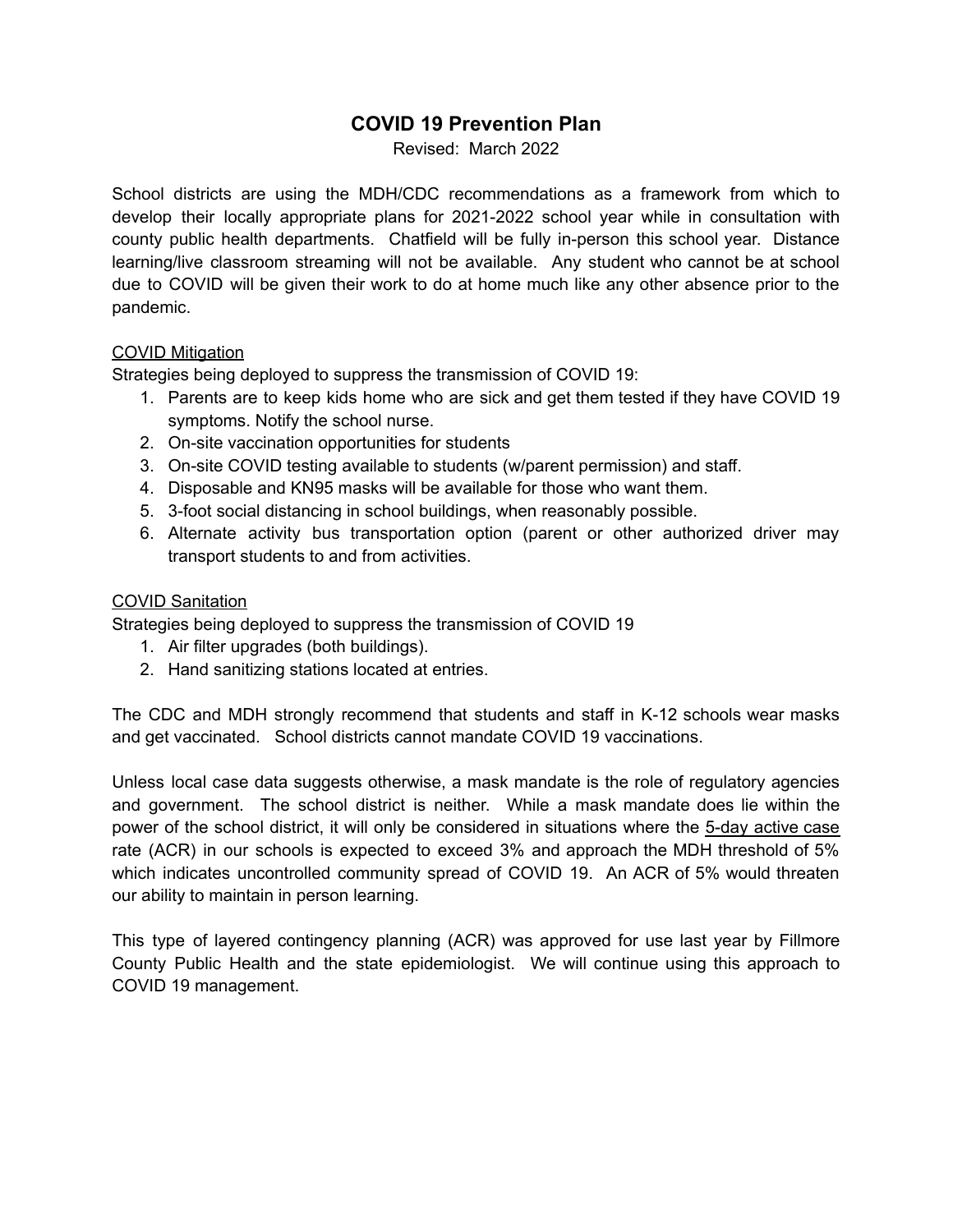# COVID 19 Prevention Plan

Revised: March 2022

School districts are using the MDH/CDC recommendations as a framework from which to develop their locally appropriate plans for 2021-2022 school year while in consultation with county public health departments. Chatfield will be fully in-person this school year. Distance learning/live classroom streaming will not be available. Any student who cannot be at school due to COVID will be given their work to do at home much like any other absence prior to the pandemic.

<u>COVID Mitigation</u>

Strategies being deployed to suppress the transmission of COVID 19:

1. Parents are to keep kids home who are sick and get them tested if they have COVID 19 symptoms. Notify the school nurse.
2. On-site vaccination opportunities for students
3. On-site COVID testing available to students (w/parent permission) and staff.
4. Disposable and KN95 masks will be available for those who want them.
5. 3-foot social distancing in school buildings, when reasonably possible.
6. Alternate activity bus transportation option (parent or other authorized driver may transport students to and from activities.

<u>COVID Sanitation</u>

Strategies being deployed to suppress the transmission of COVID 19

1. Air filter upgrades (both buildings).
2. Hand sanitizing stations located at entries.

The CDC and MDH strongly recommend that students and staff in K-12 schools wear masks and get vaccinated. School districts cannot mandate COVID 19 vaccinations.

Unless local case data suggests otherwise, a mask mandate is the role of regulatory agencies and government. The school district is neither. While a mask mandate does lie within the power of the school district, it will only be considered in situations where the <u>5-day active case</u> rate (ACR) in our schools is expected to exceed 3% and approach the MDH threshold of 5% which indicates uncontrolled community spread of COVID 19. An ACR of 5% would threaten our ability to maintain in person learning.

This type of layered contingency planning (ACR) was approved for use last year by Fillmore County Public Health and the state epidemiologist. We will continue using this approach to COVID 19 management.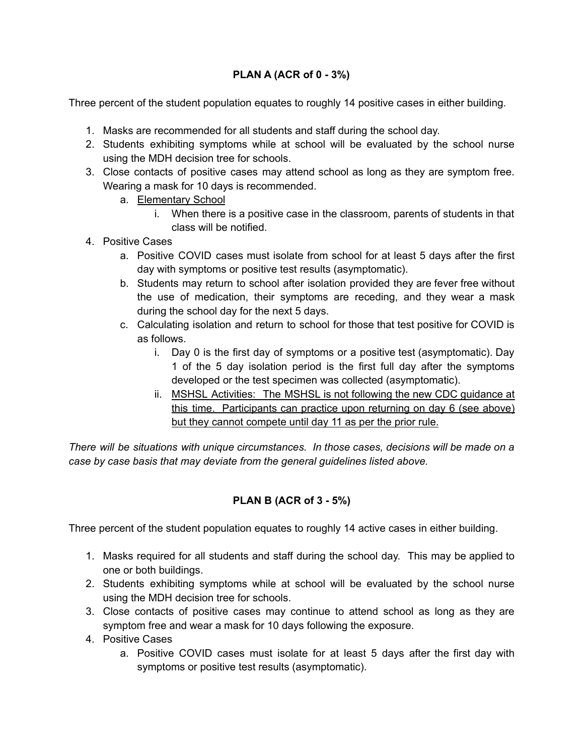**PLAN A (ACR of 0 - 3%)**

Three percent of the student population equates to roughly 14 positive cases in either building.

1. Masks are recommended for all students and staff during the school day.
2. Students exhibiting symptoms while at school will be evaluated by the school nurse using the MDH decision tree for schools.
3. Close contacts of positive cases may attend school as long as they are symptom free. Wearing a mask for 10 days is recommended.
    a. <u>Elementary School</u>
        i. When there is a positive case in the classroom, parents of students in that class will be notified.
4. Positive Cases
    a. Positive COVID cases must isolate from school for at least 5 days after the first day with symptoms or positive test results (asymptomatic).
    b. Students may return to school after isolation provided they are fever free without the use of medication, their symptoms are receding, and they wear a mask during the school day for the next 5 days.
    c. Calculating isolation and return to school for those that test positive for COVID is as follows.
        i. Day 0 is the first day of symptoms or a positive test (asymptomatic). Day 1 of the 5 day isolation period is the first full day after the symptoms developed or the test specimen was collected (asymptomatic).
        ii. <u>MSHSL Activities: The MSHSL is not following the new CDC guidance at this time. Participants can practice upon returning on day 6 (see above) but they cannot compete until day 11 as per the prior rule.</u>

*There will be situations with unique circumstances. In those cases, decisions will be made on a case by case basis that may deviate from the general guidelines listed above.*

**PLAN B (ACR of 3 - 5%)**

Three percent of the student population equates to roughly 14 active cases in either building.

1. Masks required for all students and staff during the school day. This may be applied to one or both buildings.
2. Students exhibiting symptoms while at school will be evaluated by the school nurse using the MDH decision tree for schools.
3. Close contacts of positive cases may continue to attend school as long as they are symptom free and wear a mask for 10 days following the exposure.
4. Positive Cases
    a. Positive COVID cases must isolate for at least 5 days after the first day with symptoms or positive test results (asymptomatic).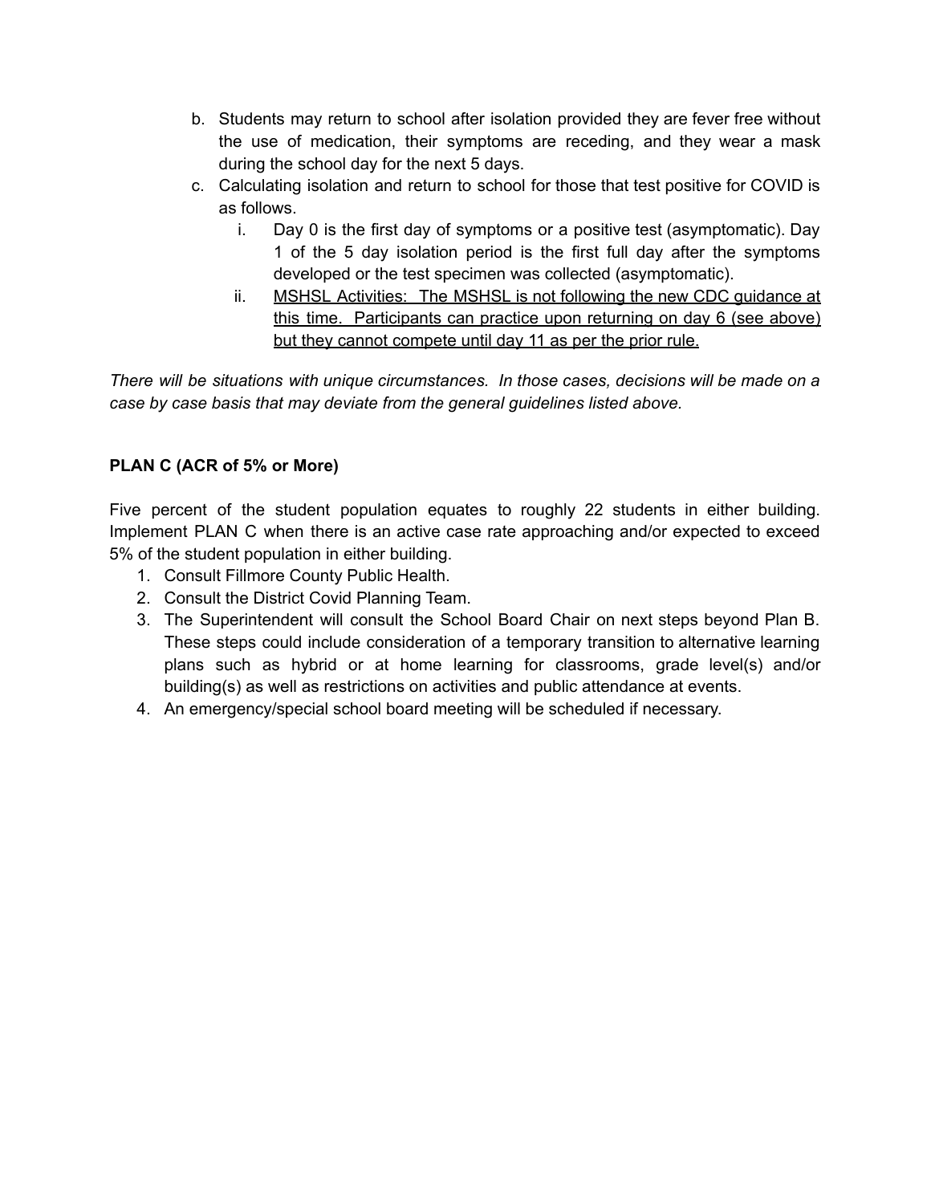b. Students may return to school after isolation provided they are fever free without the use of medication, their symptoms are receding, and they wear a mask during the school day for the next 5 days.

c. Calculating isolation and return to school for those that test positive for COVID is as follows.

   i. Day 0 is the first day of symptoms or a positive test (asymptomatic). Day 1 of the 5 day isolation period is the first full day after the symptoms developed or the test specimen was collected (asymptomatic).

   ii. <u>MSHSL Activities: The MSHSL is not following the new CDC guidance at this time. Participants can practice upon returning on day 6 (see above) but they cannot compete until day 11 as per the prior rule.</u>

*There will be situations with unique circumstances. In those cases, decisions will be made on a case by case basis that may deviate from the general guidelines listed above.*

**PLAN C (ACR of 5% or More)**

Five percent of the student population equates to roughly 22 students in either building. Implement PLAN C when there is an active case rate approaching and/or expected to exceed 5% of the student population in either building.

1. Consult Fillmore County Public Health.
2. Consult the District Covid Planning Team.
3. The Superintendent will consult the School Board Chair on next steps beyond Plan B. These steps could include consideration of a temporary transition to alternative learning plans such as hybrid or at home learning for classrooms, grade level(s) and/or building(s) as well as restrictions on activities and public attendance at events.
4. An emergency/special school board meeting will be scheduled if necessary.